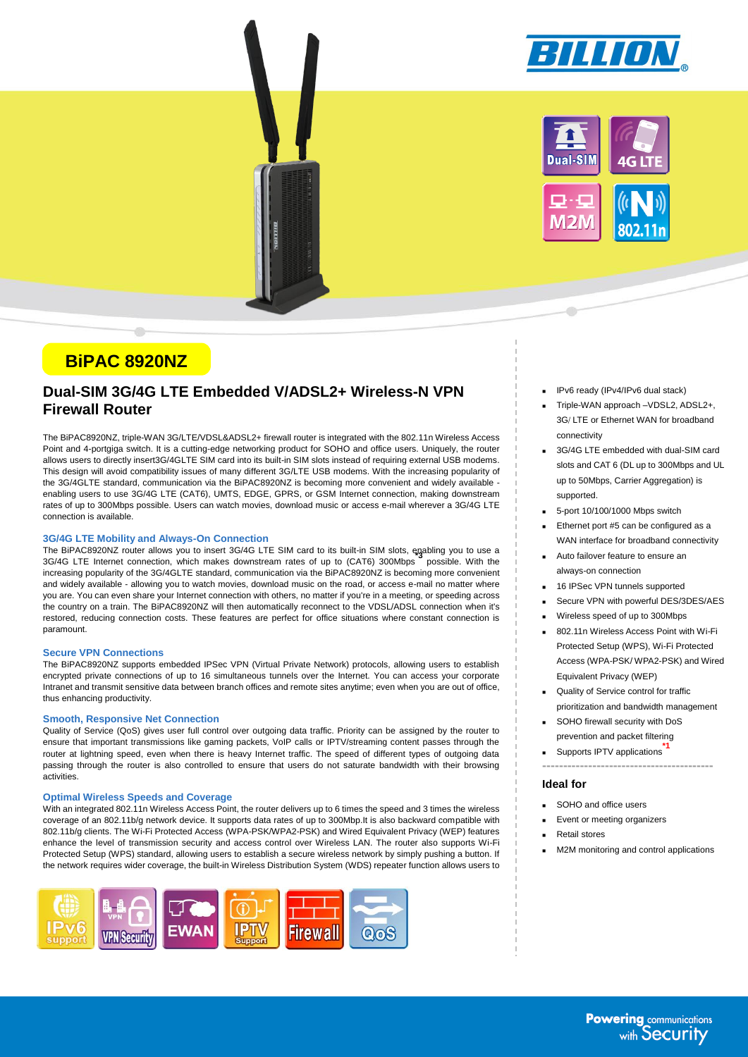# BiPAC 8920NZ

## Dual-SIM 3G/4G LTE Embedded V/ADSL2+ Wireless-N VPN Firewall Router

The BiPAC8920NZ, triple-WAN 3G/LTE/VDSL&ADSL2+ firewall router is integrated with the 802.11n Wireless Access Point and 4-portgiga switch. It is a cutting-edge networking product for SOHO and office users. Uniquely, the router allows users to directly insert3G/4GLTE SIM card into its built-in SIM slots instead of requiring external USB modems. This design will avoid compatibility issues of many different 3G/LTE USB modems. With the increasing popularity of the 3G/4GLTE standard, communication via the BiPAC8920NZ is becoming more convenient and widely available - enabling users to use 3G/4G LTE (CAT6), UMTS, EDGE, GPRS, or GSM Internet connection, making downstream rates of up to 300Mbps possible. Users can watch movies, download music or access e-mail wherever a 3G/4G LTE connection is available.

### 3G/4G LTE Mobility and Always-On Connection

The BiPAC8920NZ router allows you to insert 3G/4G LTE SIM card to its built-in SIM slots, enabling you to use a 3G/4G LTE Internet connection, which makes downstream rates of up to (CAT6) 300Mbps [*3] possible. With the increasing popularity of the 3G/4GLTE standard, communication via the BiPAC8920NZ is becoming more convenient and widely available - allowing you to watch movies, download music on the road, or access e-mail no matter where you are. You can even share your Internet connection with others, no matter if you're in a meeting, or speeding across the country on a train. The BiPAC8920NZ will then automatically reconnect to the VDSL/ADSL connection when it's restored, reducing connection costs. These features are perfect for office situations where constant connection is paramount.

### Secure VPN Connections

The BiPAC8920NZ supports embedded IPSec VPN (Virtual Private Network) protocols, allowing users to establish encrypted private connections of up to 16 simultaneous tunnels over the Internet. You can access your corporate Intranet and transmit sensitive data between branch offices and remote sites anytime; even when you are out of office, thus enhancing productivity.

### Smooth, Responsive Net Connection

Quality of Service (QoS) gives user full control over outgoing data traffic. Priority can be assigned by the router to ensure that important transmissions like gaming packets, VoIP calls or IPTV/streaming content passes through the router at lightning speed, even when there is heavy Internet traffic. The speed of different types of outgoing data passing through the router is also controlled to ensure that users do not saturate bandwidth with their browsing activities.

### Optimal Wireless Speeds and Coverage

With an integrated 802.11n Wireless Access Point, the router delivers up to 6 times the speed and 3 times the wireless coverage of an 802.11b/g network device. It supports data rates of up to 300Mbp.It is also backward compatible with 802.11b/g clients. The Wi-Fi Protected Access (WPA-PSK/WPA2-PSK) and Wired Equivalent Privacy (WEP) features enhance the level of transmission security and access control over Wireless LAN. The router also supports Wi-Fi Protected Setup (WPS) standard, allowing users to establish a secure wireless network by simply pushing a button. If the network requires wider coverage, the built-in Wireless Distribution System (WDS) repeater function allows users to

- IPv6 ready (IPv4/IPv6 dual stack)
- Triple-WAN approach –VDSL2, ADSL2+, 3G/ LTE or Ethernet WAN for broadband connectivity
- 3G/4G LTE embedded with dual-SIM card slots and CAT 6 (DL up to 300Mbps and UL up to 50Mbps, Carrier Aggregation) is supported.
- 5-port 10/100/1000 Mbps switch
- Ethernet port #5 can be configured as a WAN interface for broadband connectivity
- Auto failover feature to ensure an always-on connection
- 16 IPSec VPN tunnels supported
- Secure VPN with powerful DES/3DES/AES
- Wireless speed of up to 300Mbps
- 802.11n Wireless Access Point with Wi-Fi Protected Setup (WPS), Wi-Fi Protected Access (WPA-PSK/ WPA2-PSK) and Wired Equivalent Privacy (WEP)
- Quality of Service control for traffic prioritization and bandwidth management
- SOHO firewall security with DoS prevention and packet filtering
- Supports IPTV applications [*1]

### Ideal for

- SOHO and office users
- Event or meeting organizers
- Retail stores
- M2M monitoring and control applications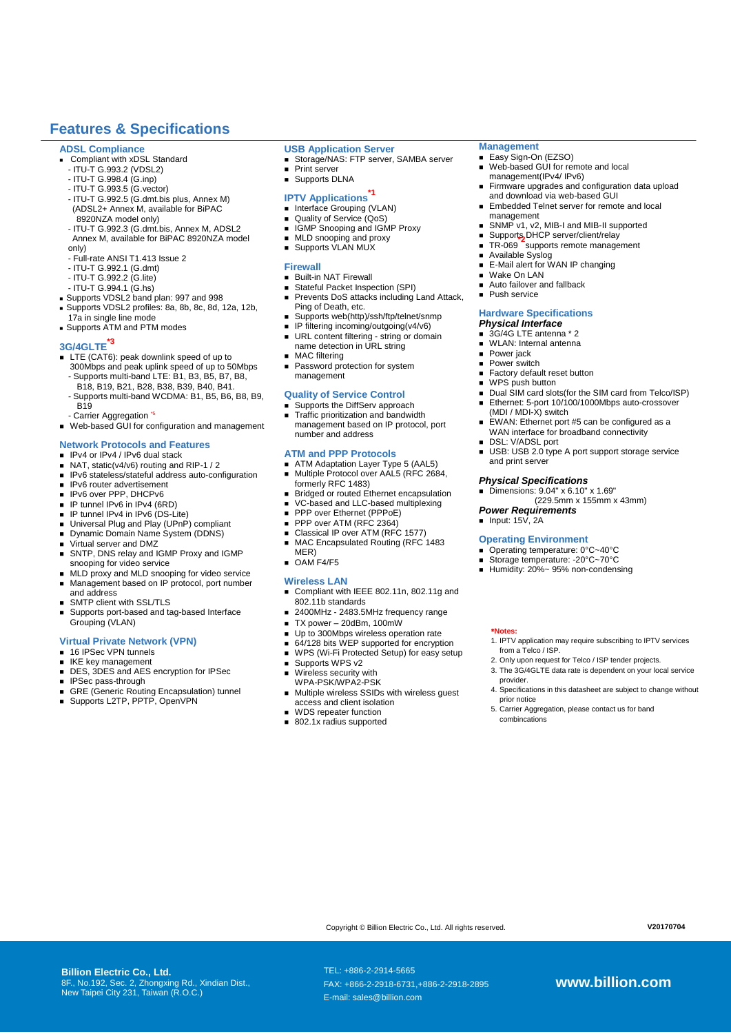# Features & Specifications

## ADSL Compliance

- Compliant with xDSL Standard
  - ITU-T G.993.2 (VDSL2)
  - ITU-T G.998.4 (G.inp)
  - ITU-T G.993.5 (G.vector)
  - ITU-T G.992.5 (G.dmt.bis plus, Annex M) (ADSL2+ Annex M, available for BiPAC 8920NZA model only)
  - ITU-T G.992.3 (G.dmt.bis, Annex M, ADSL2 Annex M, available for BiPAC 8920NZA model only)
  - Full-rate ANSI T1.413 Issue 2
  - ITU-T G.992.1 (G.dmt)
  - ITU-T G.992.2 (G.lite)
  - ITU-T G.994.1 (G.hs)
- Supports VDSL2 band plan: 997 and 998
- Supports VDSL2 profiles: 8a, 8b, 8c, 8d, 12a, 12b, 17a in single line mode
- Supports ATM and PTM modes

## 3G/4GLTE*3

- LTE (CAT6): peak downlink speed of up to 300Mbps and peak uplink speed of up to 50Mbps
  - Supports multi-band LTE: B1, B3, B5, B7, B8, B18, B19, B21, B28, B38, B39, B40, B41.
  - Supports multi-band WCDMA: B1, B5, B6, B8, B9, B19
  - Carrier Aggregation *5
- Web-based GUI for configuration and management

## Network Protocols and Features

- IPv4 or IPv4 / IPv6 dual stack
- NAT, static(v4/v6) routing and RIP-1 / 2
- IPv6 stateless/stateful address auto-configuration
- IPv6 router advertisement
- IPv6 over PPP, DHCPv6
- IP tunnel IPv6 in IPv4 (6RD)
- IP tunnel IPv4 in IPv6 (DS-Lite)
- Universal Plug and Play (UPnP) compliant
- Dynamic Domain Name System (DDNS)
- Virtual server and DMZ
- SNTP, DNS relay and IGMP Proxy and IGMP snooping for video service
- MLD proxy and MLD snooping for video service
- Management based on IP protocol, port number and address
- SMTP client with SSL/TLS
- Supports port-based and tag-based Interface Grouping (VLAN)

## Virtual Private Network (VPN)

- 16 IPSec VPN tunnels
- IKE key management
- DES, 3DES and AES encryption for IPSec
- IPSec pass-through
- GRE (Generic Routing Encapsulation) tunnel
- Supports L2TP, PPTP, OpenVPN

## USB Application Server

- Storage/NAS: FTP server, SAMBA server
- Print server
- Supports DLNA

## IPTV Applications*1

- Interface Grouping (VLAN)
- Quality of Service (QoS)
- IGMP Snooping and IGMP Proxy
- MLD snooping and proxy
- Supports VLAN MUX

## Firewall

- Built-in NAT Firewall
- Stateful Packet Inspection (SPI)
- Prevents DoS attacks including Land Attack, Ping of Death, etc.
- Supports web(http)/ssh/ftp/telnet/snmp
- IP filtering incoming/outgoing(v4/v6)
- URL content filtering - string or domain name detection in URL string
- MAC filtering
- Password protection for system management

## Quality of Service Control

- Supports the DiffServ approach
- Traffic prioritization and bandwidth management based on IP protocol, port number and address

## ATM and PPP Protocols

- ATM Adaptation Layer Type 5 (AAL5)
- Multiple Protocol over AAL5 (RFC 2684, formerly RFC 1483)
- Bridged or routed Ethernet encapsulation
- VC-based and LLC-based multiplexing
- PPP over Ethernet (PPPoE)
- PPP over ATM (RFC 2364)
- Classical IP over ATM (RFC 1577)
- MAC Encapsulated Routing (RFC 1483 MER)
- OAM F4/F5

## Wireless LAN

- Compliant with IEEE 802.11n, 802.11g and 802.11b standards
- 2400MHz - 2483.5MHz frequency range
- TX power – 20dBm, 100mW
- Up to 300Mbps wireless operation rate
- 64/128 bits WEP supported for encryption
- WPS (Wi-Fi Protected Setup) for easy setup
- Supports WPS v2
- Wireless security with WPA-PSK/WPA2-PSK
- Multiple wireless SSIDs with wireless guest access and client isolation
- WDS repeater function
- 802.1x radius supported

## Management

- Easy Sign-On (EZSO)
- Web-based GUI for remote and local management(IPv4/ IPv6)
- Firmware upgrades and configuration data upload and download via web-based GUI
- Embedded Telnet server for remote and local management
- SNMP v1, v2, MIB-I and MIB-II supported
- Supports DHCP server/client/relay
- TR-069 *2 supports remote management
- Available Syslog
- E-Mail alert for WAN IP changing
- Wake On LAN
- Auto failover and fallback
- Push service

## Hardware Specifications

### Physical Interface

- 3G/4G LTE antenna * 2
- WLAN: Internal antenna
- Power jack
- Power switch
- Factory default reset button
- WPS push button
- Dual SIM card slots(for the SIM card from Telco/ISP)
- Ethernet: 5-port 10/100/1000Mbps auto-crossover (MDI / MDI-X) switch
- EWAN: Ethernet port #5 can be configured as a WAN interface for broadband connectivity
- DSL: V/ADSL port
- USB: USB 2.0 type A port support storage service and print server

### Physical Specifications

- Dimensions: 9.04" x 6.10" x 1.69" (229.5mm x 155mm x 43mm)

### Power Requirements

- Input: 15V, 2A

## Operating Environment

- Operating temperature: 0°C~40°C
- Storage temperature: -20°C~70°C
- Humidity: 20%~ 95% non-condensing

***Notes:**

1. IPTV application may require subscribing to IPTV services from a Telco / ISP.
2. Only upon request for Telco / ISP tender projects.
3. The 3G/4GLTE data rate is dependent on your local service provider.
4. Specifications in this datasheet are subject to change without prior notice
5. Carrier Aggregation, please contact us for band combincations

Copyright © Billion Electric Co., Ltd. All rights reserved.

V20170704

**Billion Electric Co., Ltd.**
8F., No.192, Sec. 2, Zhongxing Rd., Xindian Dist., New Taipei City 231, Taiwan (R.O.C.)

TEL: +886-2-2914-5665
FAX: +886-2-2918-6731,+886-2-2918-2895
E-mail: sales@billion.com

**www.billion.com**